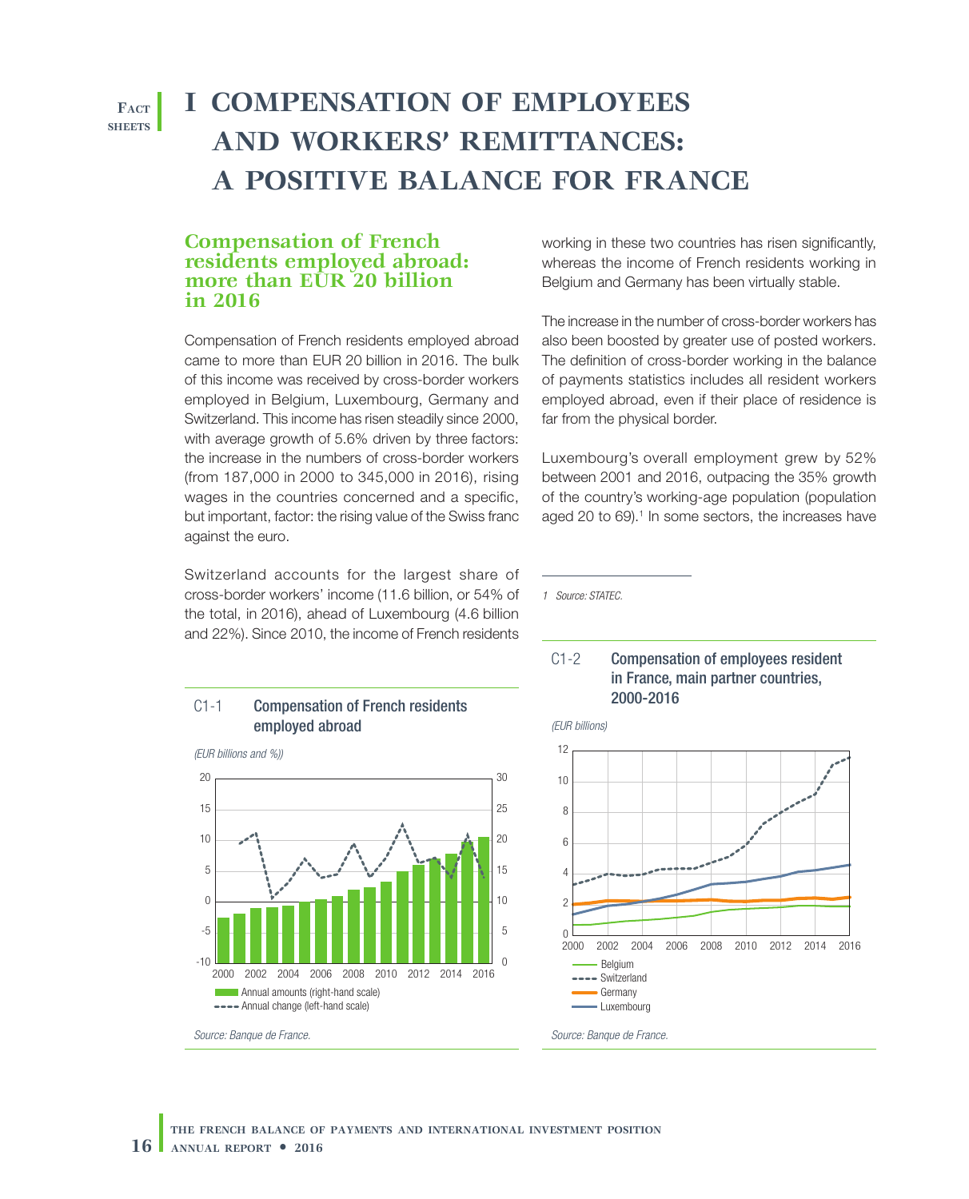# I COMPENSATION OF EMPLOYEES AND WORKERS' REMITTANCES: A POSITIVE BALANCE FOR FRANCE

## Compensation of French residents employed abroad: more than EUR 20 billion in 2016

Compensation of French residents employed abroad came to more than EUR 20 billion in 2016. The bulk of this income was received by cross-border workers employed in Belgium, Luxembourg, Germany and Switzerland. This income has risen steadily since 2000, with average growth of 5.6% driven by three factors: the increase in the numbers of cross-border workers (from 187,000 in 2000 to 345,000 in 2016), rising wages in the countries concerned and a specific, but important, factor: the rising value of the Swiss franc against the euro.

Switzerland accounts for the largest share of cross-border workers' income (11.6 billion, or 54% of the total, in 2016), ahead of Luxembourg (4.6 billion and 22%). Since 2010, the income of French residents working in these two countries has risen significantly, whereas the income of French residents working in Belgium and Germany has been virtually stable.

The increase in the number of cross-border workers has also been boosted by greater use of posted workers. The definition of cross-border working in the balance of payments statistics includes all resident workers employed abroad, even if their place of residence is far from the physical border.

Luxembourg's overall employment grew by 52% between 2001 and 2016, outpacing the 35% growth of the country's working-age population (population aged 20 to 69).[1] In some sectors, the increases have

[1] Source: STATEC.

**C1-1 Compensation of French residents employed abroad**

*(EUR billions and %))*

Legend: Annual amounts (right-hand scale); Annual change (left-hand scale)

*Source: Banque de France.*

**C1-2 Compensation of employees resident in France, main partner countries, 2000-2016**

*(EUR billions)*

Legend: Belgium; Switzerland; Germany; Luxembourg

*Source: Banque de France.*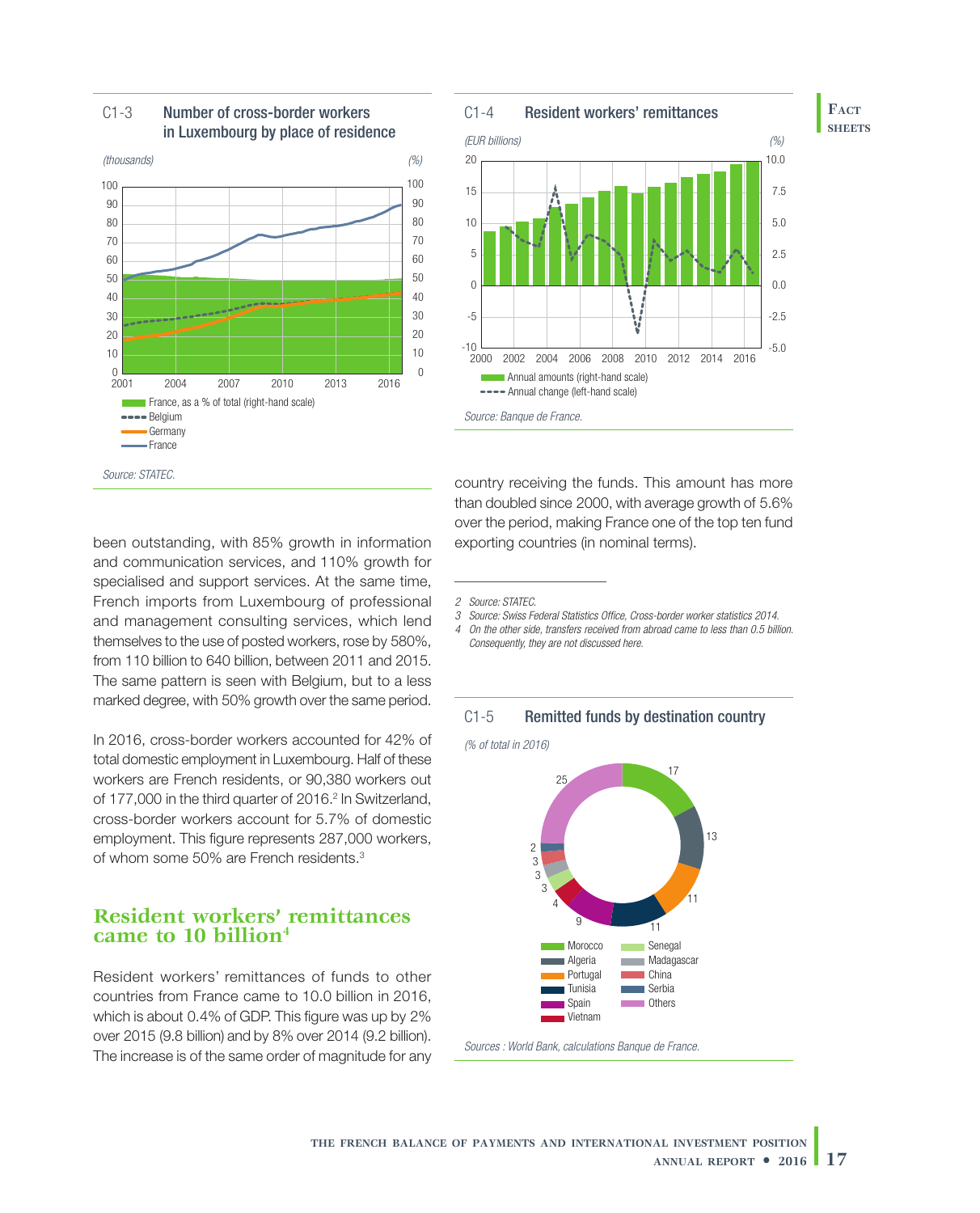**C1-3 Number of cross-border workers in Luxembourg by place of residence**

*(thousands)* *(%)*

France, as a % of total (right-hand scale)
Belgium
Germany
France

*Source: STATEC.*

**C1-4 Resident workers' remittances**

*(EUR billions)* *(%)*

Annual amounts (right-hand scale)
Annual change (left-hand scale)

*Source: Banque de France.*

been outstanding, with 85% growth in information and communication services, and 110% growth for specialised and support services. At the same time, French imports from Luxembourg of professional and management consulting services, which lend themselves to the use of posted workers, rose by 580%, from 110 billion to 640 billion, between 2011 and 2015. The same pattern is seen with Belgium, but to a less marked degree, with 50% growth over the same period.

In 2016, cross-border workers accounted for 42% of total domestic employment in Luxembourg. Half of these workers are French residents, or 90,380 workers out of 177,000 in the third quarter of 2016.[2] In Switzerland, cross-border workers account for 5.7% of domestic employment. This figure represents 287,000 workers, of whom some 50% are French residents.[3]

## Resident workers' remittances came to 10 billion[4]

Resident workers' remittances of funds to other countries from France came to 10.0 billion in 2016, which is about 0.4% of GDP. This figure was up by 2% over 2015 (9.8 billion) and by 8% over 2014 (9.2 billion). The increase is of the same order of magnitude for any country receiving the funds. This amount has more than doubled since 2000, with average growth of 5.6% over the period, making France one of the top ten fund exporting countries (in nominal terms).

2 Source: STATEC.
3 Source: Swiss Federal Statistics Office, Cross-border worker statistics 2014.
4 On the other side, transfers received from abroad came to less than 0.5 billion. Consequently, they are not discussed here.

**C1-5 Remitted funds by destination country**

*(% of total in 2016)*

| Country | % |
|---|---|
| Morocco | 17 |
| Algeria | 13 |
| Portugal | 11 |
| Tunisia | 11 |
| Spain | 9 |
| Vietnam | 4 |
| Senegal | 3 |
| Madagascar | 3 |
| China | 3 |
| Serbia | 2 |
| Others | 25 |

*Sources : World Bank, calculations Banque de France.*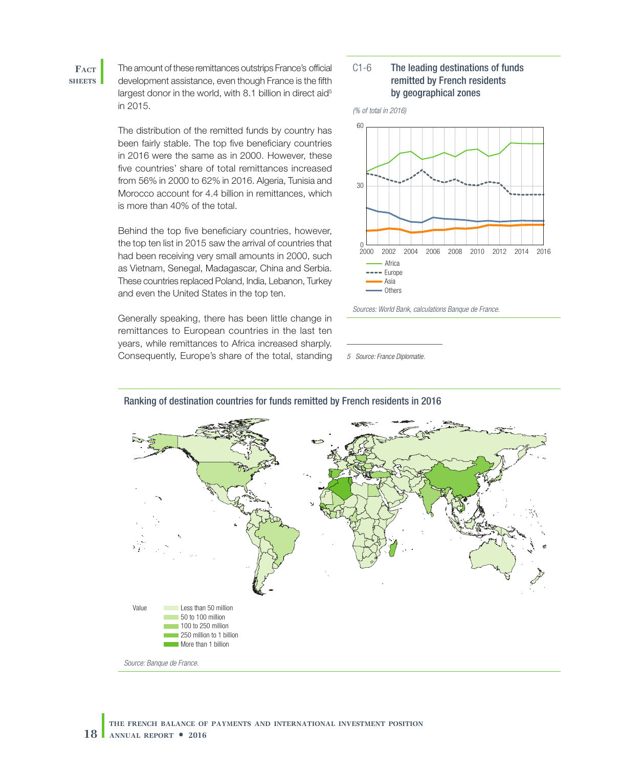The amount of these remittances outstrips France's official development assistance, even though France is the fifth largest donor in the world, with 8.1 billion in direct aid[5] in 2015.

The distribution of the remitted funds by country has been fairly stable. The top five beneficiary countries in 2016 were the same as in 2000. However, these five countries' share of total remittances increased from 56% in 2000 to 62% in 2016. Algeria, Tunisia and Morocco account for 4.4 billion in remittances, which is more than 40% of the total.

Behind the top five beneficiary countries, however, the top ten list in 2015 saw the arrival of countries that had been receiving very small amounts in 2000, such as Vietnam, Senegal, Madagascar, China and Serbia. These countries replaced Poland, India, Lebanon, Turkey and even the United States in the top ten.

Generally speaking, there has been little change in remittances to European countries in the last ten years, while remittances to Africa increased sharply. Consequently, Europe's share of the total, standing

**C1-6 The leading destinations of funds remitted by French residents by geographical zones**

*(% of total in 2016)*

Legend: Africa, Europe, Asia, Others

*Sources: World Bank, calculations Banque de France.*

5 Source: France Diplomatie.

**Ranking of destination countries for funds remitted by French residents in 2016**

Value:
- Less than 50 million
- 50 to 100 million
- 100 to 250 million
- 250 million to 1 billion
- More than 1 billion

*Source: Banque de France.*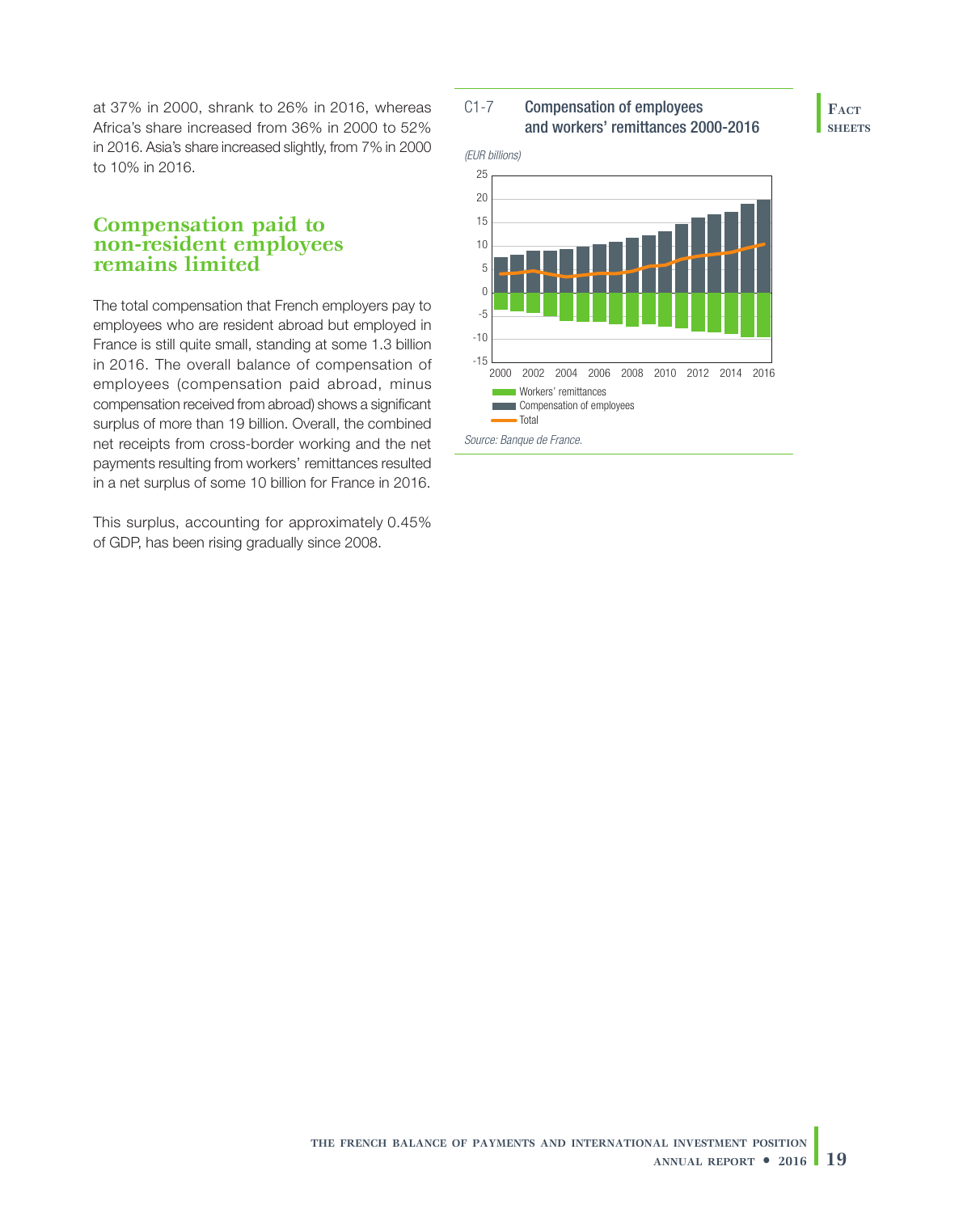at 37% in 2000, shrank to 26% in 2016, whereas Africa's share increased from 36% in 2000 to 52% in 2016. Asia's share increased slightly, from 7% in 2000 to 10% in 2016.

## Compensation paid to non-resident employees remains limited

The total compensation that French employers pay to employees who are resident abroad but employed in France is still quite small, standing at some 1.3 billion in 2016. The overall balance of compensation of employees (compensation paid abroad, minus compensation received from abroad) shows a significant surplus of more than 19 billion. Overall, the combined net receipts from cross-border working and the net payments resulting from workers' remittances resulted in a net surplus of some 10 billion for France in 2016.

This surplus, accounting for approximately 0.45% of GDP, has been rising gradually since 2008.

C1-7 Compensation of employees and workers' remittances 2000-2016

*(EUR billions)*

25
20
15
10
5
0
-5
-10
-15

2000 2002 2004 2006 2008 2010 2012 2014 2016

Workers' remittances
Compensation of employees
Total

*Source: Banque de France.*